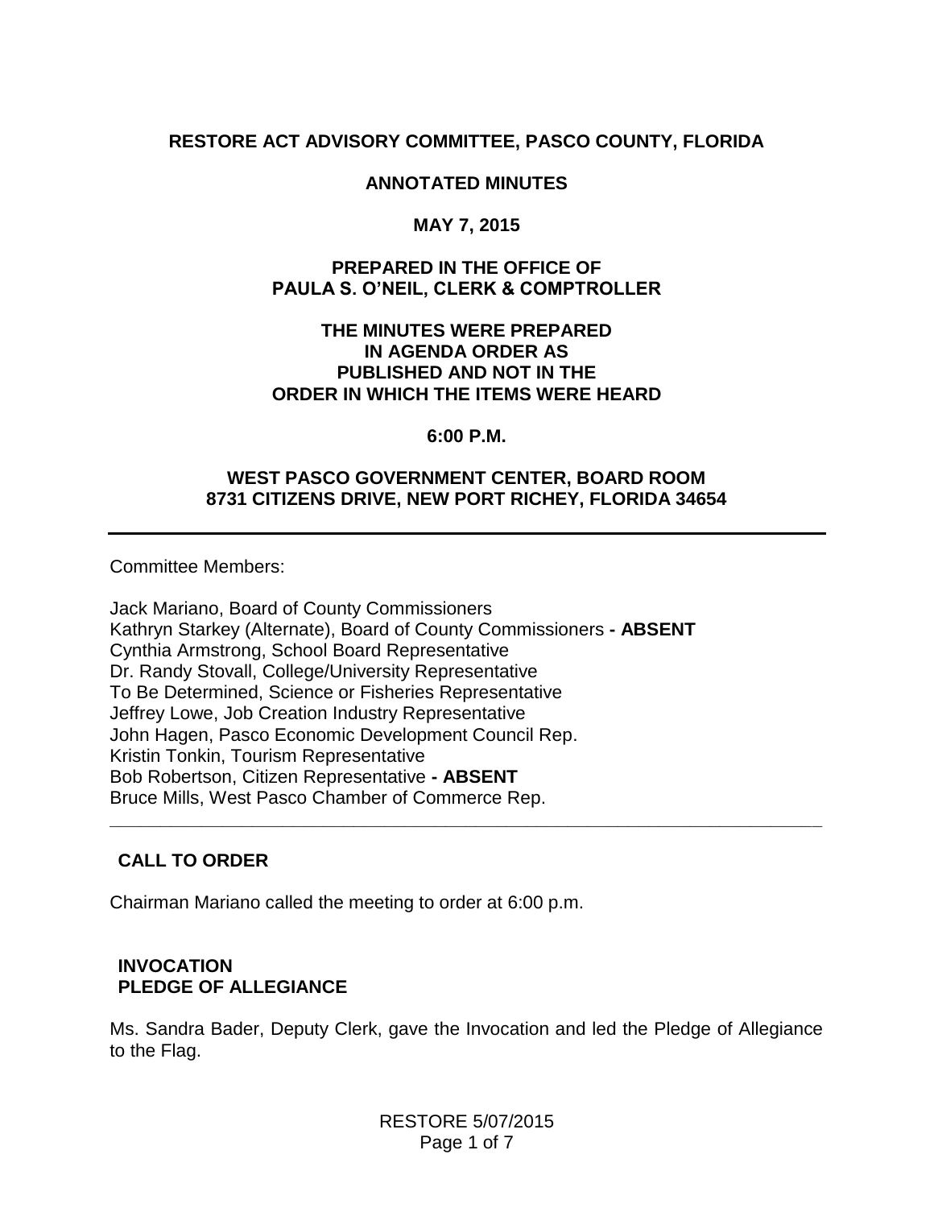**RESTORE ACT ADVISORY COMMITTEE, PASCO COUNTY, FLORIDA**

**ANNOTATED MINUTES**

**MAY 7, 2015**

**PREPARED IN THE OFFICE OF**
**PAULA S. O'NEIL, CLERK & COMPTROLLER**

**THE MINUTES WERE PREPARED**
**IN AGENDA ORDER AS**
**PUBLISHED AND NOT IN THE**
**ORDER IN WHICH THE ITEMS WERE HEARD**

**6:00 P.M.**

**WEST PASCO GOVERNMENT CENTER, BOARD ROOM**
**8731 CITIZENS DRIVE, NEW PORT RICHEY, FLORIDA 34654**

---

Committee Members:

Jack Mariano, Board of County Commissioners
Kathryn Starkey (Alternate), Board of County Commissioners **- ABSENT**
Cynthia Armstrong, School Board Representative
Dr. Randy Stovall, College/University Representative
To Be Determined, Science or Fisheries Representative
Jeffrey Lowe, Job Creation Industry Representative
John Hagen, Pasco Economic Development Council Rep.
Kristin Tonkin, Tourism Representative
Bob Robertson, Citizen Representative **- ABSENT**
Bruce Mills, West Pasco Chamber of Commerce Rep.

---

## CALL TO ORDER

Chairman Mariano called the meeting to order at 6:00 p.m.

## INVOCATION
## PLEDGE OF ALLEGIANCE

Ms. Sandra Bader, Deputy Clerk, gave the Invocation and led the Pledge of Allegiance to the Flag.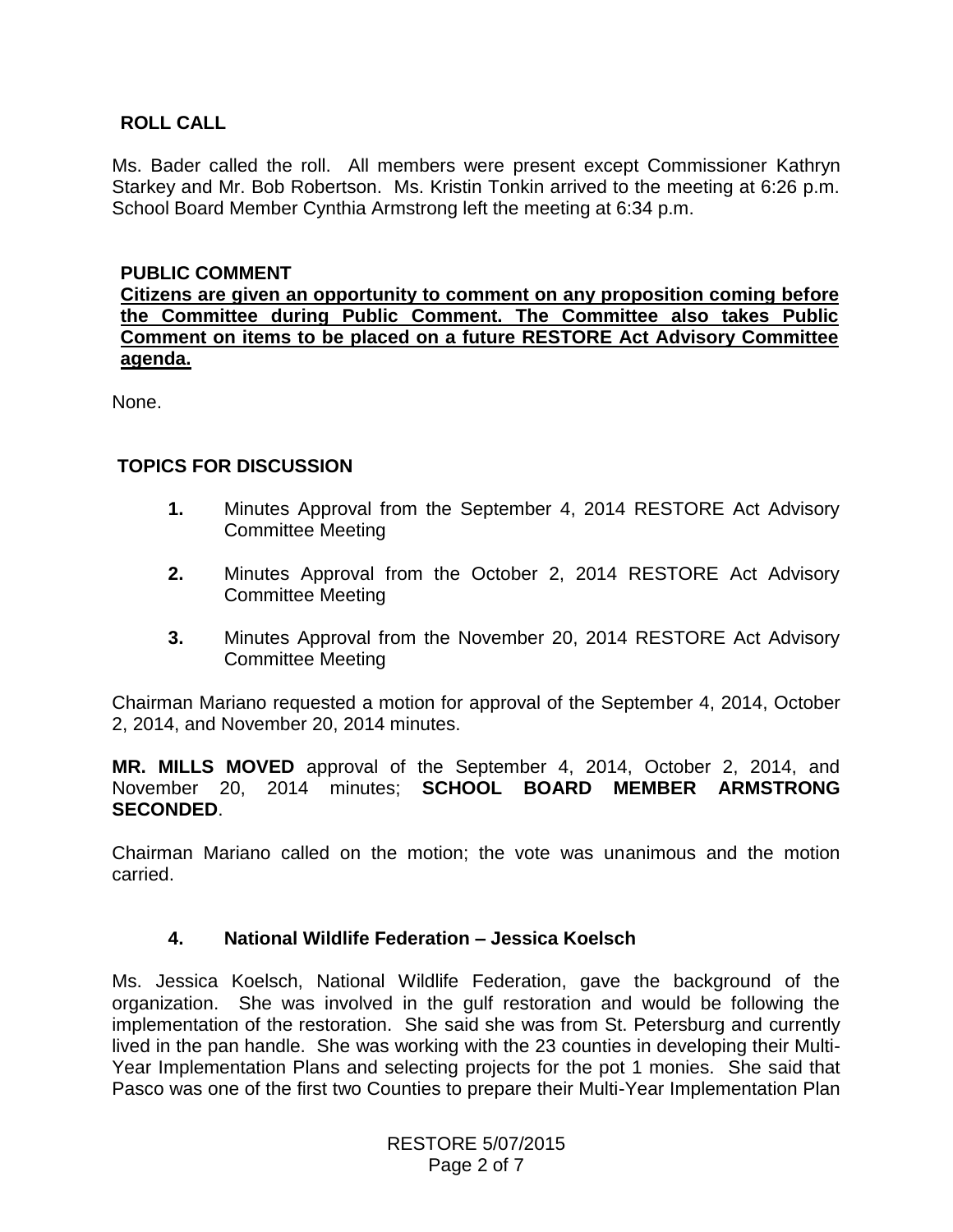## ROLL CALL

Ms. Bader called the roll. All members were present except Commissioner Kathryn Starkey and Mr. Bob Robertson. Ms. Kristin Tonkin arrived to the meeting at 6:26 p.m. School Board Member Cynthia Armstrong left the meeting at 6:34 p.m.

## PUBLIC COMMENT

**Citizens are given an opportunity to comment on any proposition coming before the Committee during Public Comment. The Committee also takes Public Comment on items to be placed on a future RESTORE Act Advisory Committee agenda.**

None.

## TOPICS FOR DISCUSSION

1. Minutes Approval from the September 4, 2014 RESTORE Act Advisory Committee Meeting

2. Minutes Approval from the October 2, 2014 RESTORE Act Advisory Committee Meeting

3. Minutes Approval from the November 20, 2014 RESTORE Act Advisory Committee Meeting

Chairman Mariano requested a motion for approval of the September 4, 2014, October 2, 2014, and November 20, 2014 minutes.

**MR. MILLS MOVED** approval of the September 4, 2014, October 2, 2014, and November 20, 2014 minutes; **SCHOOL BOARD MEMBER ARMSTRONG SECONDED**.

Chairman Mariano called on the motion; the vote was unanimous and the motion carried.

### 4. National Wildlife Federation – Jessica Koelsch

Ms. Jessica Koelsch, National Wildlife Federation, gave the background of the organization. She was involved in the gulf restoration and would be following the implementation of the restoration. She said she was from St. Petersburg and currently lived in the pan handle. She was working with the 23 counties in developing their Multi-Year Implementation Plans and selecting projects for the pot 1 monies. She said that Pasco was one of the first two Counties to prepare their Multi-Year Implementation Plan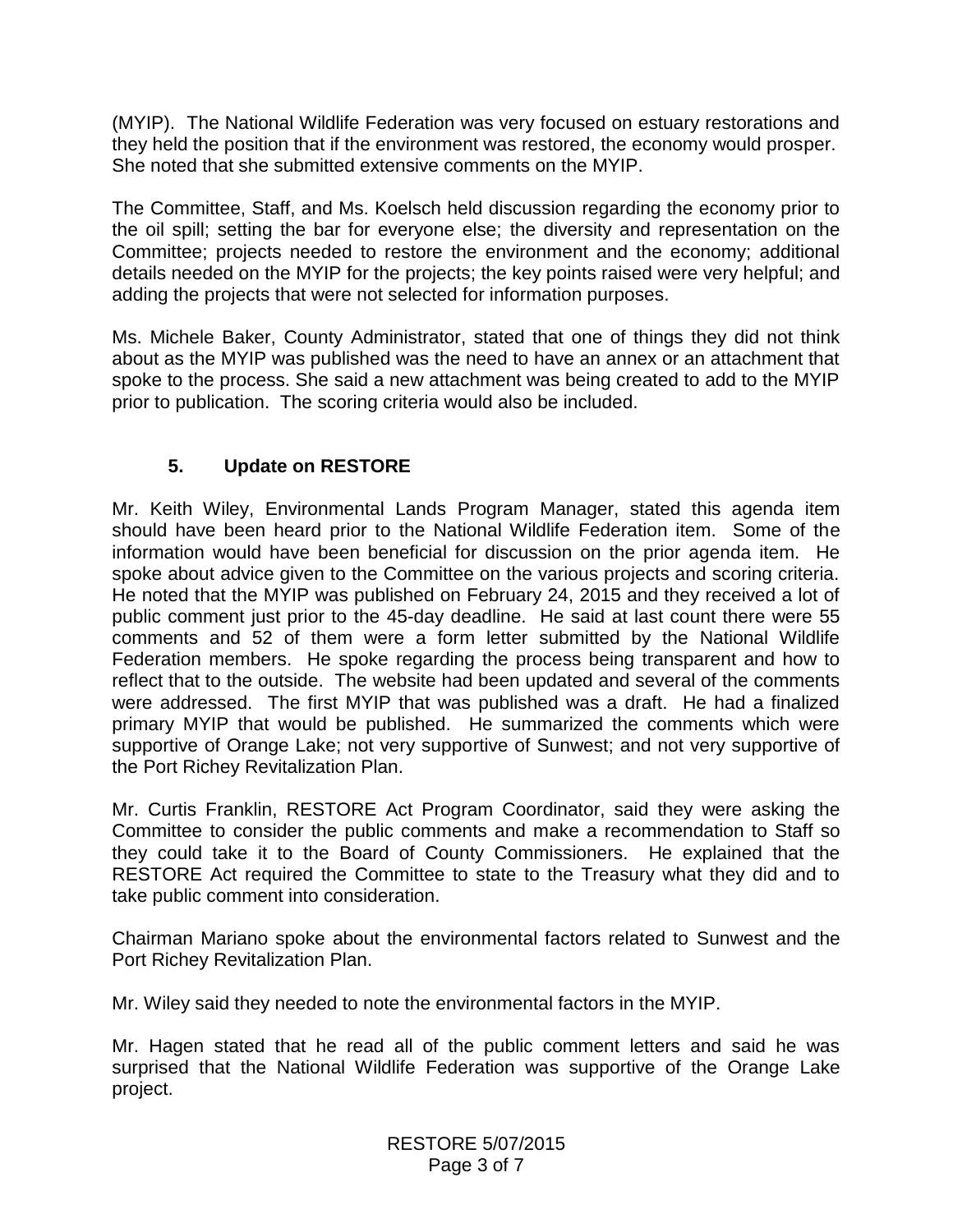(MYIP). The National Wildlife Federation was very focused on estuary restorations and they held the position that if the environment was restored, the economy would prosper. She noted that she submitted extensive comments on the MYIP.

The Committee, Staff, and Ms. Koelsch held discussion regarding the economy prior to the oil spill; setting the bar for everyone else; the diversity and representation on the Committee; projects needed to restore the environment and the economy; additional details needed on the MYIP for the projects; the key points raised were very helpful; and adding the projects that were not selected for information purposes.

Ms. Michele Baker, County Administrator, stated that one of things they did not think about as the MYIP was published was the need to have an annex or an attachment that spoke to the process. She said a new attachment was being created to add to the MYIP prior to publication. The scoring criteria would also be included.

## 5. Update on RESTORE

Mr. Keith Wiley, Environmental Lands Program Manager, stated this agenda item should have been heard prior to the National Wildlife Federation item. Some of the information would have been beneficial for discussion on the prior agenda item. He spoke about advice given to the Committee on the various projects and scoring criteria. He noted that the MYIP was published on February 24, 2015 and they received a lot of public comment just prior to the 45-day deadline. He said at last count there were 55 comments and 52 of them were a form letter submitted by the National Wildlife Federation members. He spoke regarding the process being transparent and how to reflect that to the outside. The website had been updated and several of the comments were addressed. The first MYIP that was published was a draft. He had a finalized primary MYIP that would be published. He summarized the comments which were supportive of Orange Lake; not very supportive of Sunwest; and not very supportive of the Port Richey Revitalization Plan.

Mr. Curtis Franklin, RESTORE Act Program Coordinator, said they were asking the Committee to consider the public comments and make a recommendation to Staff so they could take it to the Board of County Commissioners. He explained that the RESTORE Act required the Committee to state to the Treasury what they did and to take public comment into consideration.

Chairman Mariano spoke about the environmental factors related to Sunwest and the Port Richey Revitalization Plan.

Mr. Wiley said they needed to note the environmental factors in the MYIP.

Mr. Hagen stated that he read all of the public comment letters and said he was surprised that the National Wildlife Federation was supportive of the Orange Lake project.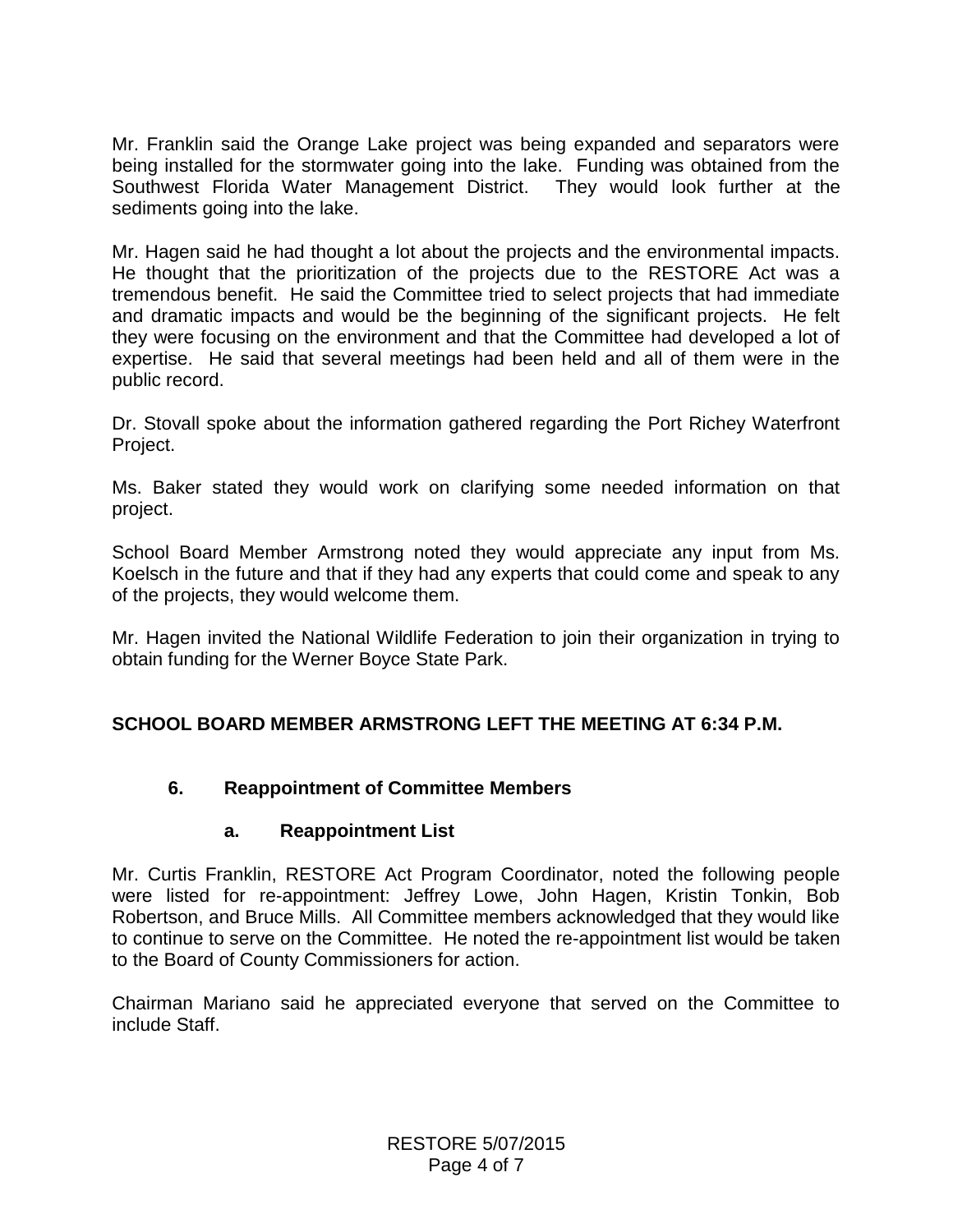Mr. Franklin said the Orange Lake project was being expanded and separators were being installed for the stormwater going into the lake. Funding was obtained from the Southwest Florida Water Management District. They would look further at the sediments going into the lake.

Mr. Hagen said he had thought a lot about the projects and the environmental impacts. He thought that the prioritization of the projects due to the RESTORE Act was a tremendous benefit. He said the Committee tried to select projects that had immediate and dramatic impacts and would be the beginning of the significant projects. He felt they were focusing on the environment and that the Committee had developed a lot of expertise. He said that several meetings had been held and all of them were in the public record.

Dr. Stovall spoke about the information gathered regarding the Port Richey Waterfront Project.

Ms. Baker stated they would work on clarifying some needed information on that project.

School Board Member Armstrong noted they would appreciate any input from Ms. Koelsch in the future and that if they had any experts that could come and speak to any of the projects, they would welcome them.

Mr. Hagen invited the National Wildlife Federation to join their organization in trying to obtain funding for the Werner Boyce State Park.

**SCHOOL BOARD MEMBER ARMSTRONG LEFT THE MEETING AT 6:34 P.M.**

## 6. Reappointment of Committee Members

### a. Reappointment List

Mr. Curtis Franklin, RESTORE Act Program Coordinator, noted the following people were listed for re-appointment: Jeffrey Lowe, John Hagen, Kristin Tonkin, Bob Robertson, and Bruce Mills. All Committee members acknowledged that they would like to continue to serve on the Committee. He noted the re-appointment list would be taken to the Board of County Commissioners for action.

Chairman Mariano said he appreciated everyone that served on the Committee to include Staff.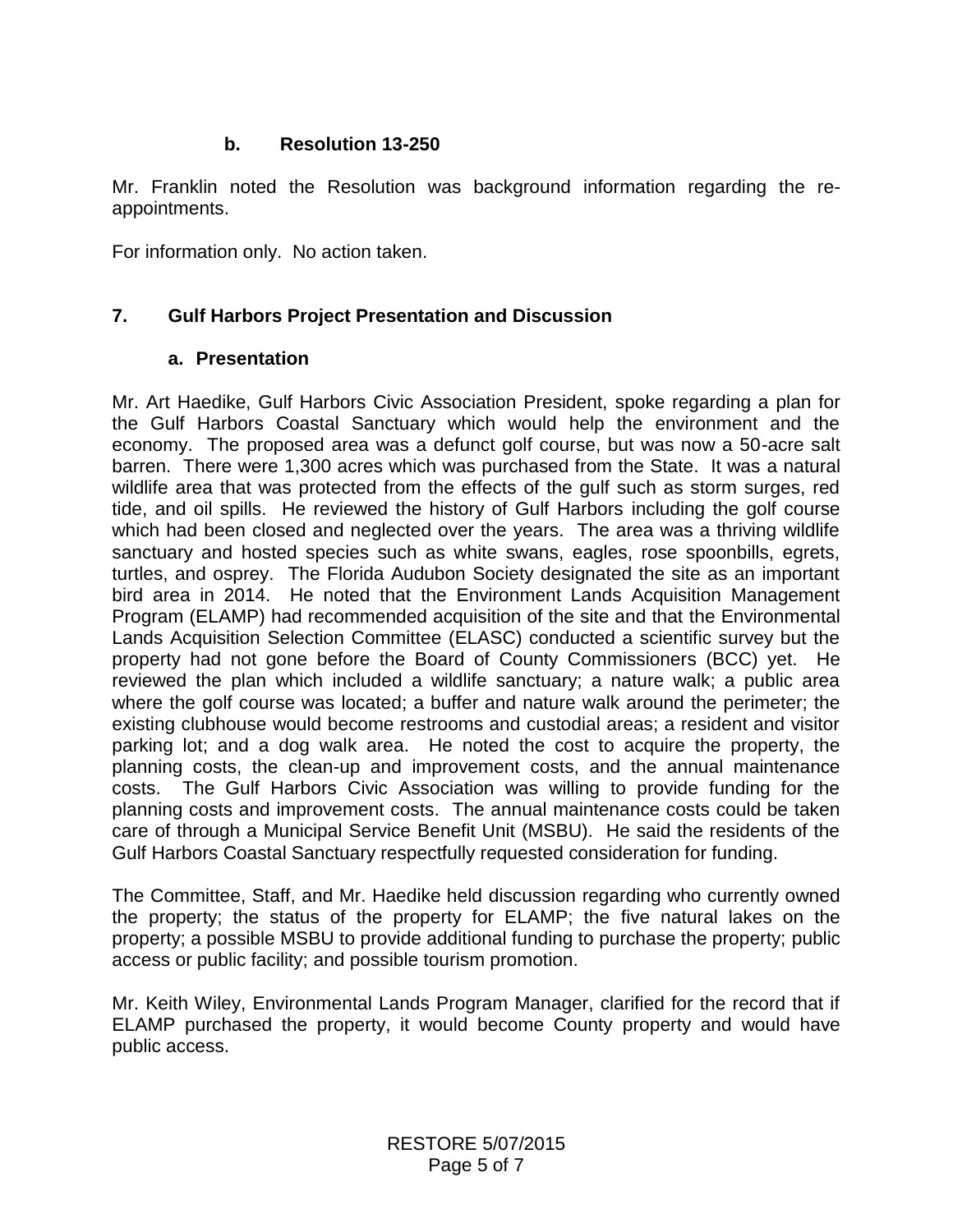**b. Resolution 13-250**

Mr. Franklin noted the Resolution was background information regarding the re-appointments.

For information only. No action taken.

## 7. Gulf Harbors Project Presentation and Discussion

**a. Presentation**

Mr. Art Haedike, Gulf Harbors Civic Association President, spoke regarding a plan for the Gulf Harbors Coastal Sanctuary which would help the environment and the economy. The proposed area was a defunct golf course, but was now a 50-acre salt barren. There were 1,300 acres which was purchased from the State. It was a natural wildlife area that was protected from the effects of the gulf such as storm surges, red tide, and oil spills. He reviewed the history of Gulf Harbors including the golf course which had been closed and neglected over the years. The area was a thriving wildlife sanctuary and hosted species such as white swans, eagles, rose spoonbills, egrets, turtles, and osprey. The Florida Audubon Society designated the site as an important bird area in 2014. He noted that the Environment Lands Acquisition Management Program (ELAMP) had recommended acquisition of the site and that the Environmental Lands Acquisition Selection Committee (ELASC) conducted a scientific survey but the property had not gone before the Board of County Commissioners (BCC) yet. He reviewed the plan which included a wildlife sanctuary; a nature walk; a public area where the golf course was located; a buffer and nature walk around the perimeter; the existing clubhouse would become restrooms and custodial areas; a resident and visitor parking lot; and a dog walk area. He noted the cost to acquire the property, the planning costs, the clean-up and improvement costs, and the annual maintenance costs. The Gulf Harbors Civic Association was willing to provide funding for the planning costs and improvement costs. The annual maintenance costs could be taken care of through a Municipal Service Benefit Unit (MSBU). He said the residents of the Gulf Harbors Coastal Sanctuary respectfully requested consideration for funding.

The Committee, Staff, and Mr. Haedike held discussion regarding who currently owned the property; the status of the property for ELAMP; the five natural lakes on the property; a possible MSBU to provide additional funding to purchase the property; public access or public facility; and possible tourism promotion.

Mr. Keith Wiley, Environmental Lands Program Manager, clarified for the record that if ELAMP purchased the property, it would become County property and would have public access.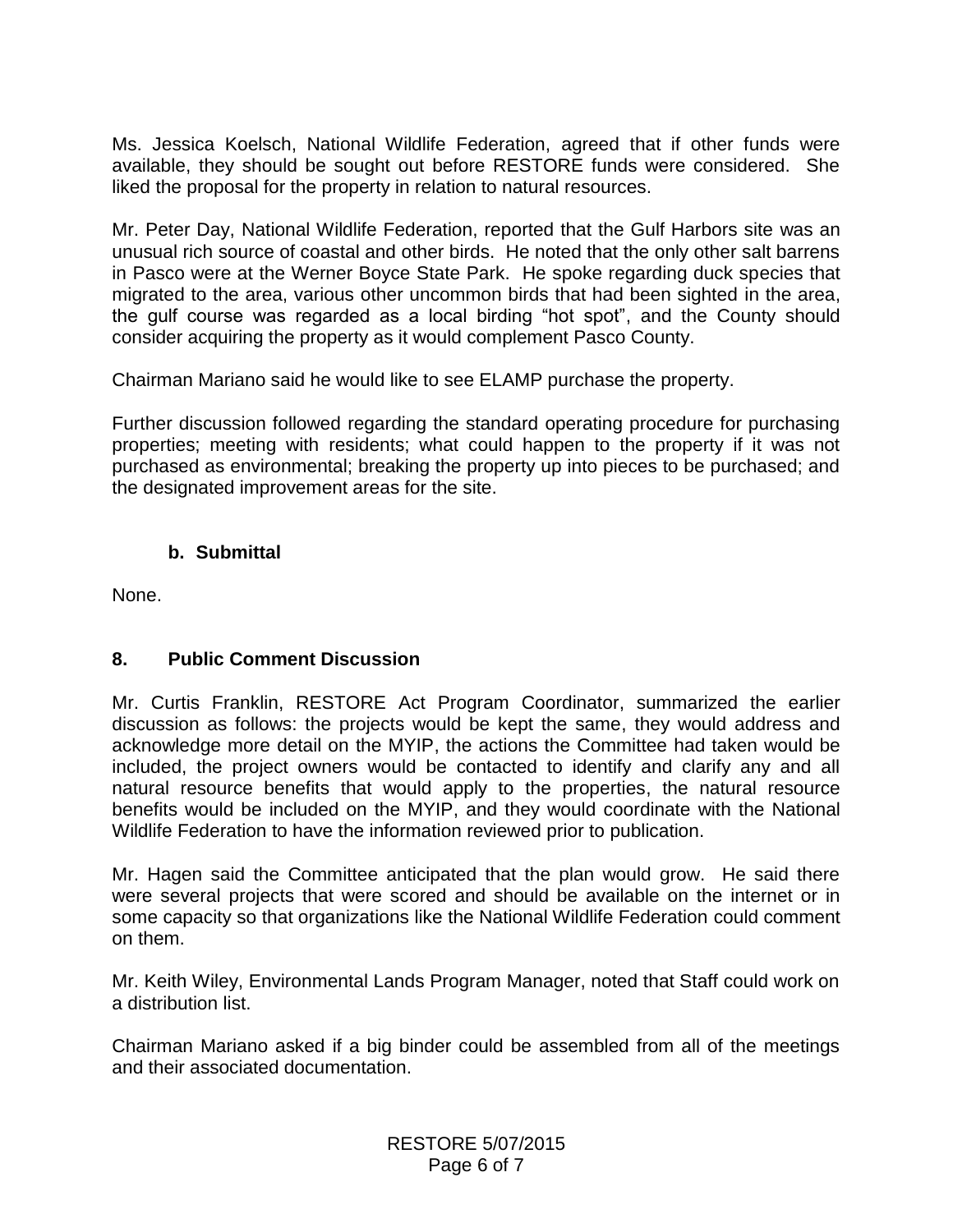Ms. Jessica Koelsch, National Wildlife Federation, agreed that if other funds were available, they should be sought out before RESTORE funds were considered. She liked the proposal for the property in relation to natural resources.

Mr. Peter Day, National Wildlife Federation, reported that the Gulf Harbors site was an unusual rich source of coastal and other birds. He noted that the only other salt barrens in Pasco were at the Werner Boyce State Park. He spoke regarding duck species that migrated to the area, various other uncommon birds that had been sighted in the area, the gulf course was regarded as a local birding "hot spot", and the County should consider acquiring the property as it would complement Pasco County.

Chairman Mariano said he would like to see ELAMP purchase the property.

Further discussion followed regarding the standard operating procedure for purchasing properties; meeting with residents; what could happen to the property if it was not purchased as environmental; breaking the property up into pieces to be purchased; and the designated improvement areas for the site.

### b. Submittal

None.

## 8. Public Comment Discussion

Mr. Curtis Franklin, RESTORE Act Program Coordinator, summarized the earlier discussion as follows: the projects would be kept the same, they would address and acknowledge more detail on the MYIP, the actions the Committee had taken would be included, the project owners would be contacted to identify and clarify any and all natural resource benefits that would apply to the properties, the natural resource benefits would be included on the MYIP, and they would coordinate with the National Wildlife Federation to have the information reviewed prior to publication.

Mr. Hagen said the Committee anticipated that the plan would grow. He said there were several projects that were scored and should be available on the internet or in some capacity so that organizations like the National Wildlife Federation could comment on them.

Mr. Keith Wiley, Environmental Lands Program Manager, noted that Staff could work on a distribution list.

Chairman Mariano asked if a big binder could be assembled from all of the meetings and their associated documentation.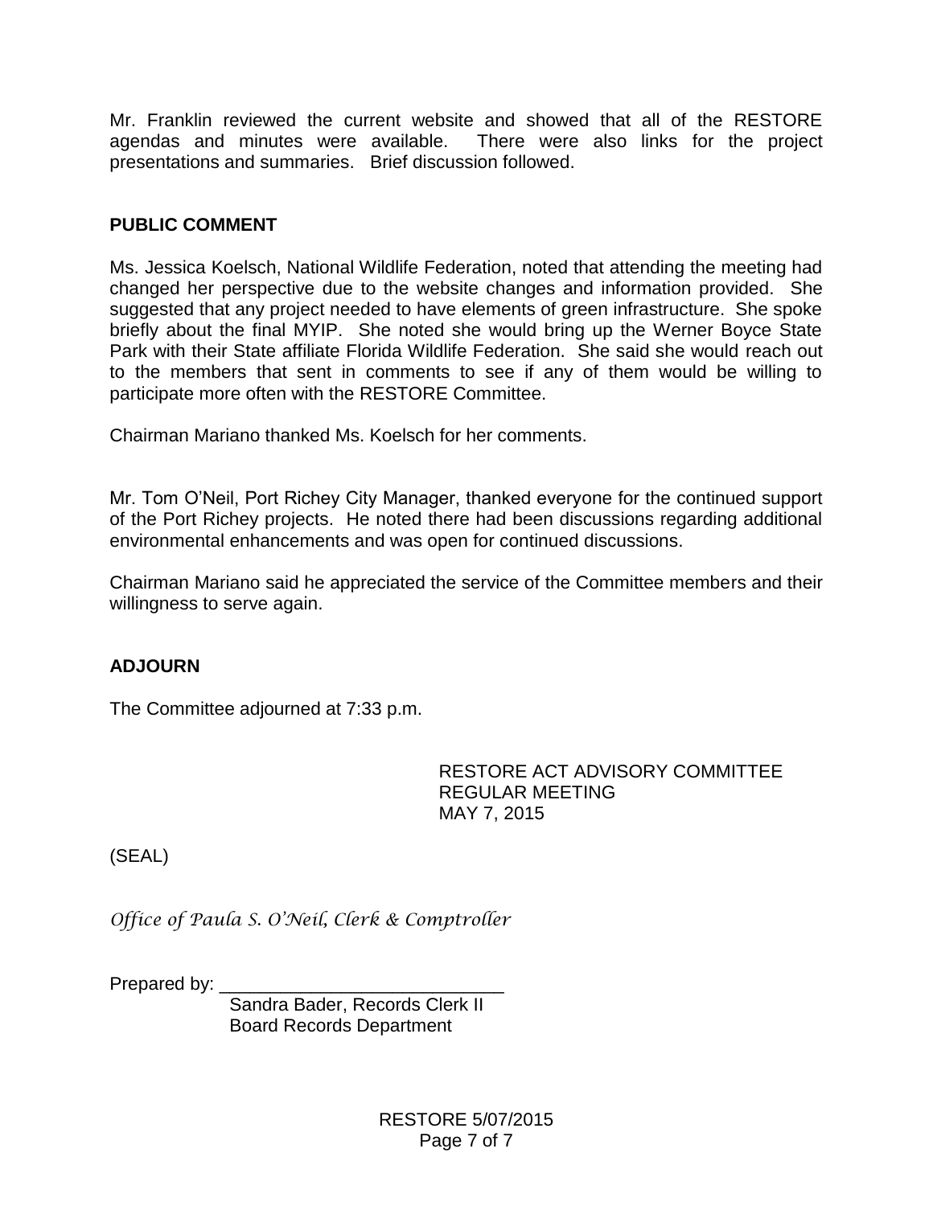Mr. Franklin reviewed the current website and showed that all of the RESTORE agendas and minutes were available. There were also links for the project presentations and summaries. Brief discussion followed.

## PUBLIC COMMENT

Ms. Jessica Koelsch, National Wildlife Federation, noted that attending the meeting had changed her perspective due to the website changes and information provided. She suggested that any project needed to have elements of green infrastructure. She spoke briefly about the final MYIP. She noted she would bring up the Werner Boyce State Park with their State affiliate Florida Wildlife Federation. She said she would reach out to the members that sent in comments to see if any of them would be willing to participate more often with the RESTORE Committee.

Chairman Mariano thanked Ms. Koelsch for her comments.

Mr. Tom O'Neil, Port Richey City Manager, thanked everyone for the continued support of the Port Richey projects. He noted there had been discussions regarding additional environmental enhancements and was open for continued discussions.

Chairman Mariano said he appreciated the service of the Committee members and their willingness to serve again.

## ADJOURN

The Committee adjourned at 7:33 p.m.

RESTORE ACT ADVISORY COMMITTEE
REGULAR MEETING
MAY 7, 2015

(SEAL)

*Office of Paula S. O'Neil, Clerk & Comptroller*

Prepared by: ____________________________
Sandra Bader, Records Clerk II
Board Records Department